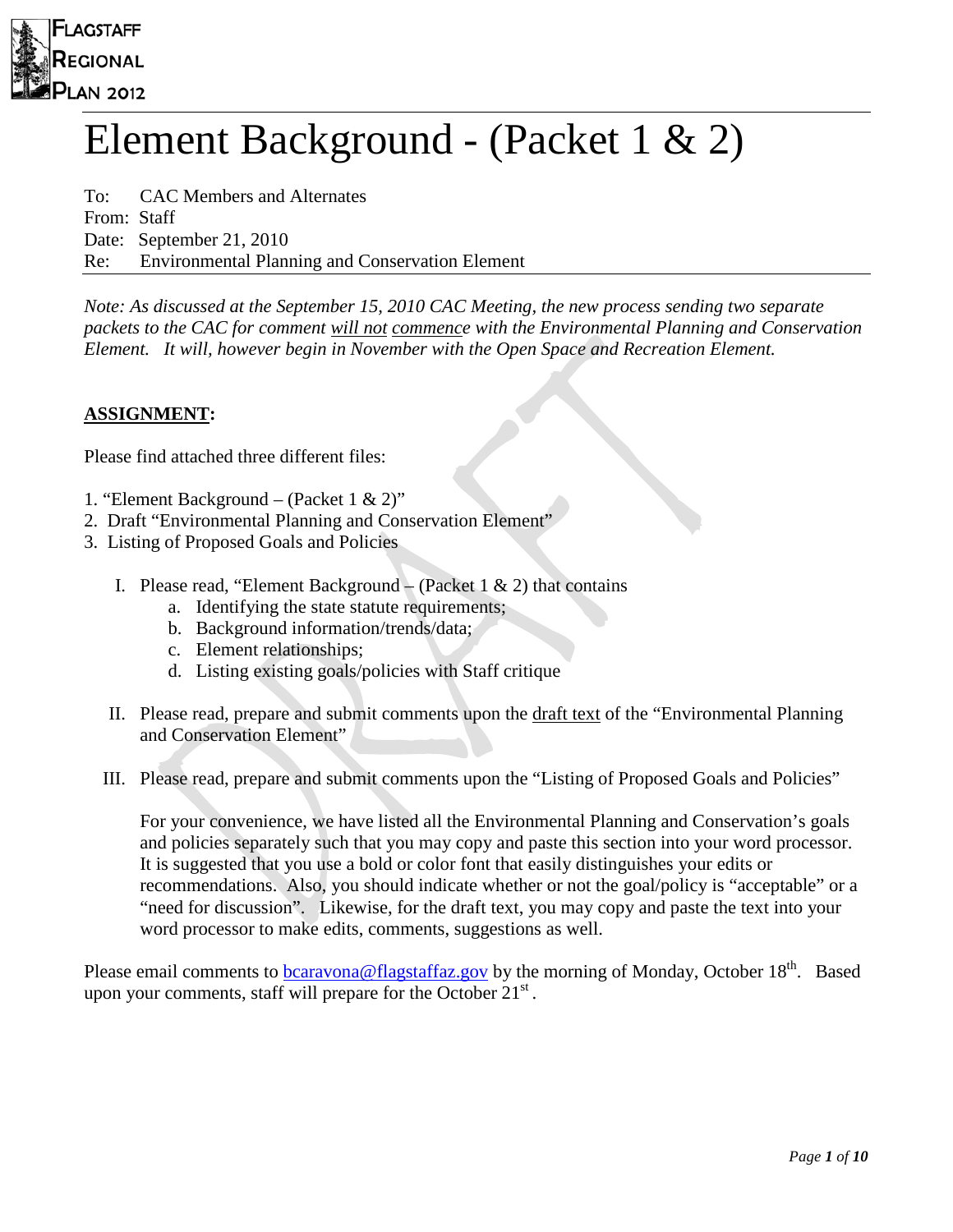FLAGSTAFF REGIONAL PLAN 2012

# Element Background - (Packet 1 & 2)

To: CAC Members and Alternates
From: Staff
Date: September 21, 2010
Re: Environmental Planning and Conservation Element

*Note: As discussed at the September 15, 2010 CAC Meeting, the new process sending two separate packets to the CAC for comment will not commence with the Environmental Planning and Conservation Element. It will, however begin in November with the Open Space and Recreation Element.*

**ASSIGNMENT:**

Please find attached three different files:

1. "Element Background – (Packet 1 & 2)"
2. Draft "Environmental Planning and Conservation Element"
3. Listing of Proposed Goals and Policies

I. Please read, "Element Background – (Packet 1 & 2) that contains
   a. Identifying the state statute requirements;
   b. Background information/trends/data;
   c. Element relationships;
   d. Listing existing goals/policies with Staff critique

II. Please read, prepare and submit comments upon the draft text of the "Environmental Planning and Conservation Element"

III. Please read, prepare and submit comments upon the "Listing of Proposed Goals and Policies"

For your convenience, we have listed all the Environmental Planning and Conservation's goals and policies separately such that you may copy and paste this section into your word processor. It is suggested that you use a bold or color font that easily distinguishes your edits or recommendations. Also, you should indicate whether or not the goal/policy is "acceptable" or a "need for discussion". Likewise, for the draft text, you may copy and paste the text into your word processor to make edits, comments, suggestions as well.

Please email comments to bcaravona@flagstaffaz.gov by the morning of Monday, October 18th. Based upon your comments, staff will prepare for the October 21st.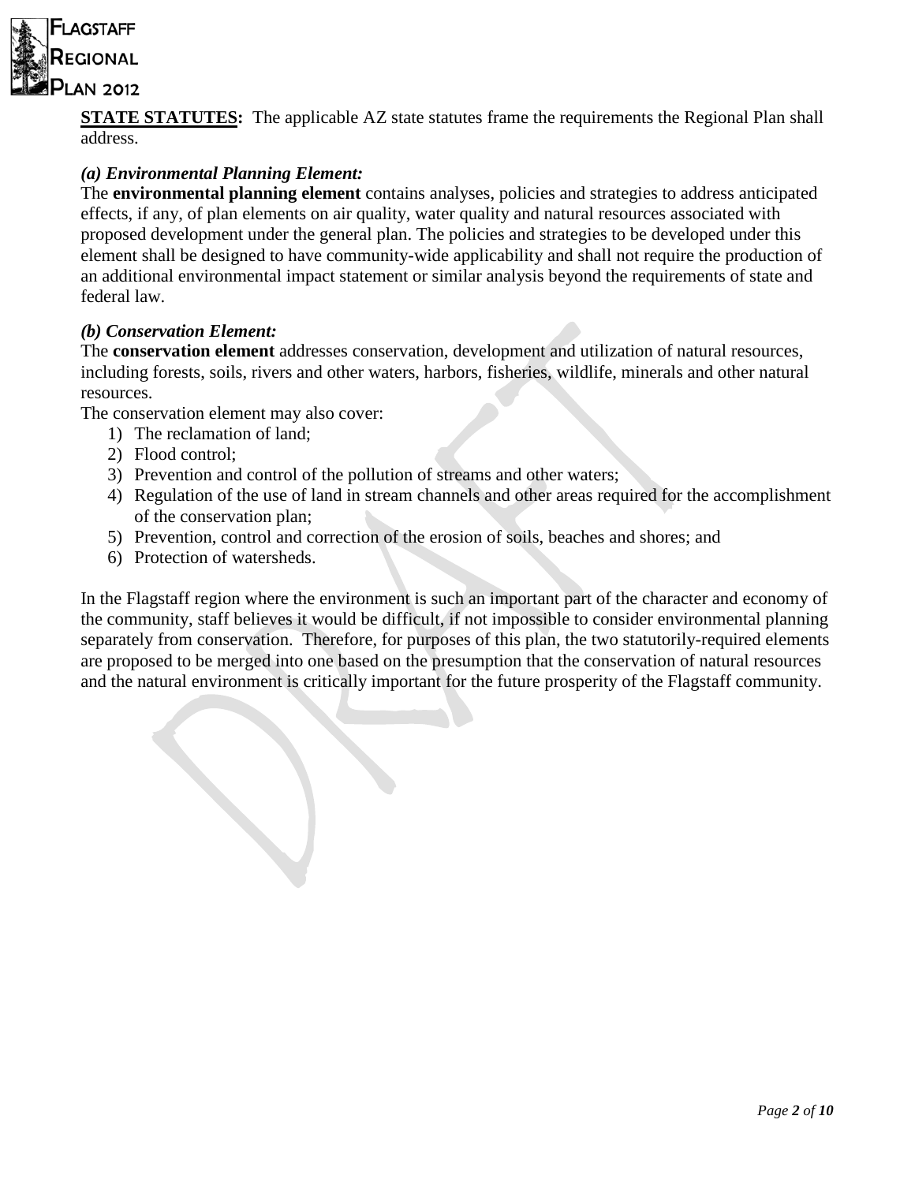**STATE STATUTES:** The applicable AZ state statutes frame the requirements the Regional Plan shall address.

***(a) Environmental Planning Element:***

The **environmental planning element** contains analyses, policies and strategies to address anticipated effects, if any, of plan elements on air quality, water quality and natural resources associated with proposed development under the general plan. The policies and strategies to be developed under this element shall be designed to have community-wide applicability and shall not require the production of an additional environmental impact statement or similar analysis beyond the requirements of state and federal law.

***(b) Conservation Element:***

The **conservation element** addresses conservation, development and utilization of natural resources, including forests, soils, rivers and other waters, harbors, fisheries, wildlife, minerals and other natural resources.

The conservation element may also cover:

1) The reclamation of land;
2) Flood control;
3) Prevention and control of the pollution of streams and other waters;
4) Regulation of the use of land in stream channels and other areas required for the accomplishment of the conservation plan;
5) Prevention, control and correction of the erosion of soils, beaches and shores; and
6) Protection of watersheds.

In the Flagstaff region where the environment is such an important part of the character and economy of the community, staff believes it would be difficult, if not impossible to consider environmental planning separately from conservation. Therefore, for purposes of this plan, the two statutorily-required elements are proposed to be merged into one based on the presumption that the conservation of natural resources and the natural environment is critically important for the future prosperity of the Flagstaff community.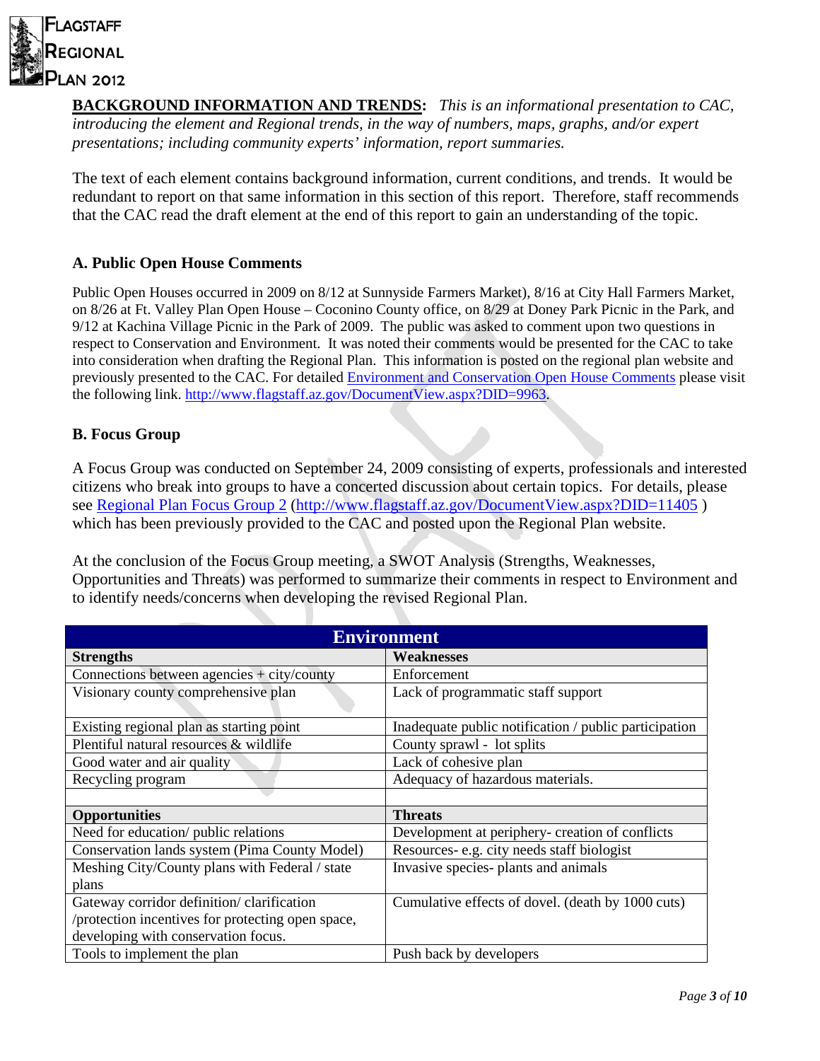**BACKGROUND INFORMATION AND TRENDS:** *This is an informational presentation to CAC, introducing the element and Regional trends, in the way of numbers, maps, graphs, and/or expert presentations; including community experts' information, report summaries.*

The text of each element contains background information, current conditions, and trends. It would be redundant to report on that same information in this section of this report. Therefore, staff recommends that the CAC read the draft element at the end of this report to gain an understanding of the topic.

### A. Public Open House Comments

Public Open Houses occurred in 2009 on 8/12 at Sunnyside Farmers Market), 8/16 at City Hall Farmers Market, on 8/26 at Ft. Valley Plan Open House – Coconino County office, on 8/29 at Doney Park Picnic in the Park, and 9/12 at Kachina Village Picnic in the Park of 2009. The public was asked to comment upon two questions in respect to Conservation and Environment. It was noted their comments would be presented for the CAC to take into consideration when drafting the Regional Plan. This information is posted on the regional plan website and previously presented to the CAC. For detailed Environment and Conservation Open House Comments please visit the following link. http://www.flagstaff.az.gov/DocumentView.aspx?DID=9963.

### B. Focus Group

A Focus Group was conducted on September 24, 2009 consisting of experts, professionals and interested citizens who break into groups to have a concerted discussion about certain topics. For details, please see Regional Plan Focus Group 2 (http://www.flagstaff.az.gov/DocumentView.aspx?DID=11405 ) which has been previously provided to the CAC and posted upon the Regional Plan website.

At the conclusion of the Focus Group meeting, a SWOT Analysis (Strengths, Weaknesses, Opportunities and Threats) was performed to summarize their comments in respect to Environment and to identify needs/concerns when developing the revised Regional Plan.

| Environment | |
|---|---|
| **Strengths** | **Weaknesses** |
| Connections between agencies + city/county | Enforcement |
| Visionary county comprehensive plan | Lack of programmatic staff support |
| Existing regional plan as starting point | Inadequate public notification / public participation |
| Plentiful natural resources & wildlife | County sprawl - lot splits |
| Good water and air quality | Lack of cohesive plan |
| Recycling program | Adequacy of hazardous materials. |
| | |
| **Opportunities** | **Threats** |
| Need for education/ public relations | Development at periphery- creation of conflicts |
| Conservation lands system (Pima County Model) | Resources- e.g. city needs staff biologist |
| Meshing City/County plans with Federal / state plans | Invasive species- plants and animals |
| Gateway corridor definition/ clarification /protection incentives for protecting open space, developing with conservation focus. | Cumulative effects of dovel. (death by 1000 cuts) |
| Tools to implement the plan | Push back by developers |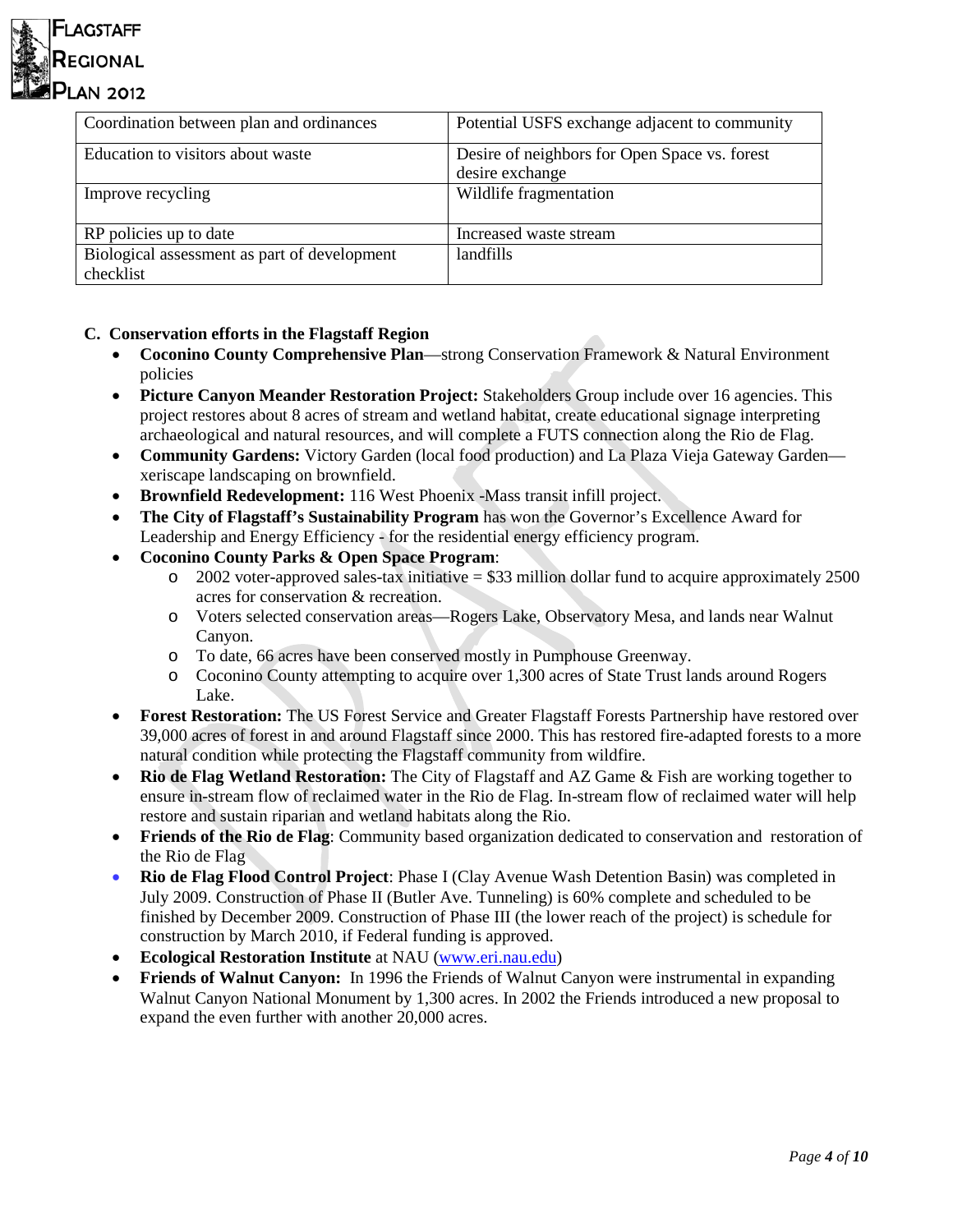| Coordination between plan and ordinances | Potential USFS exchange adjacent to community |
|---|---|
| Education to visitors about waste | Desire of neighbors for Open Space vs. forest desire exchange |
| Improve recycling | Wildlife fragmentation |
| RP policies up to date | Increased waste stream |
| Biological assessment as part of development checklist | landfills |

**C. Conservation efforts in the Flagstaff Region**

- **Coconino County Comprehensive Plan**—strong Conservation Framework & Natural Environment policies
- **Picture Canyon Meander Restoration Project:** Stakeholders Group include over 16 agencies. This project restores about 8 acres of stream and wetland habitat, create educational signage interpreting archaeological and natural resources, and will complete a FUTS connection along the Rio de Flag.
- **Community Gardens:** Victory Garden (local food production) and La Plaza Vieja Gateway Garden—xeriscape landscaping on brownfield.
- **Brownfield Redevelopment:** 116 West Phoenix -Mass transit infill project.
- **The City of Flagstaff's Sustainability Program** has won the Governor's Excellence Award for Leadership and Energy Efficiency - for the residential energy efficiency program.
- **Coconino County Parks & Open Space Program**:
  - 2002 voter-approved sales-tax initiative = $33 million dollar fund to acquire approximately 2500 acres for conservation & recreation.
  - Voters selected conservation areas—Rogers Lake, Observatory Mesa, and lands near Walnut Canyon.
  - To date, 66 acres have been conserved mostly in Pumphouse Greenway.
  - Coconino County attempting to acquire over 1,300 acres of State Trust lands around Rogers Lake.
- **Forest Restoration:** The US Forest Service and Greater Flagstaff Forests Partnership have restored over 39,000 acres of forest in and around Flagstaff since 2000. This has restored fire-adapted forests to a more natural condition while protecting the Flagstaff community from wildfire.
- **Rio de Flag Wetland Restoration:** The City of Flagstaff and AZ Game & Fish are working together to ensure in-stream flow of reclaimed water in the Rio de Flag. In-stream flow of reclaimed water will help restore and sustain riparian and wetland habitats along the Rio.
- **Friends of the Rio de Flag**: Community based organization dedicated to conservation and restoration of the Rio de Flag
- **Rio de Flag Flood Control Project**: Phase I (Clay Avenue Wash Detention Basin) was completed in July 2009. Construction of Phase II (Butler Ave. Tunneling) is 60% complete and scheduled to be finished by December 2009. Construction of Phase III (the lower reach of the project) is schedule for construction by March 2010, if Federal funding is approved.
- **Ecological Restoration Institute** at NAU (www.eri.nau.edu)
- **Friends of Walnut Canyon:** In 1996 the Friends of Walnut Canyon were instrumental in expanding Walnut Canyon National Monument by 1,300 acres. In 2002 the Friends introduced a new proposal to expand the even further with another 20,000 acres.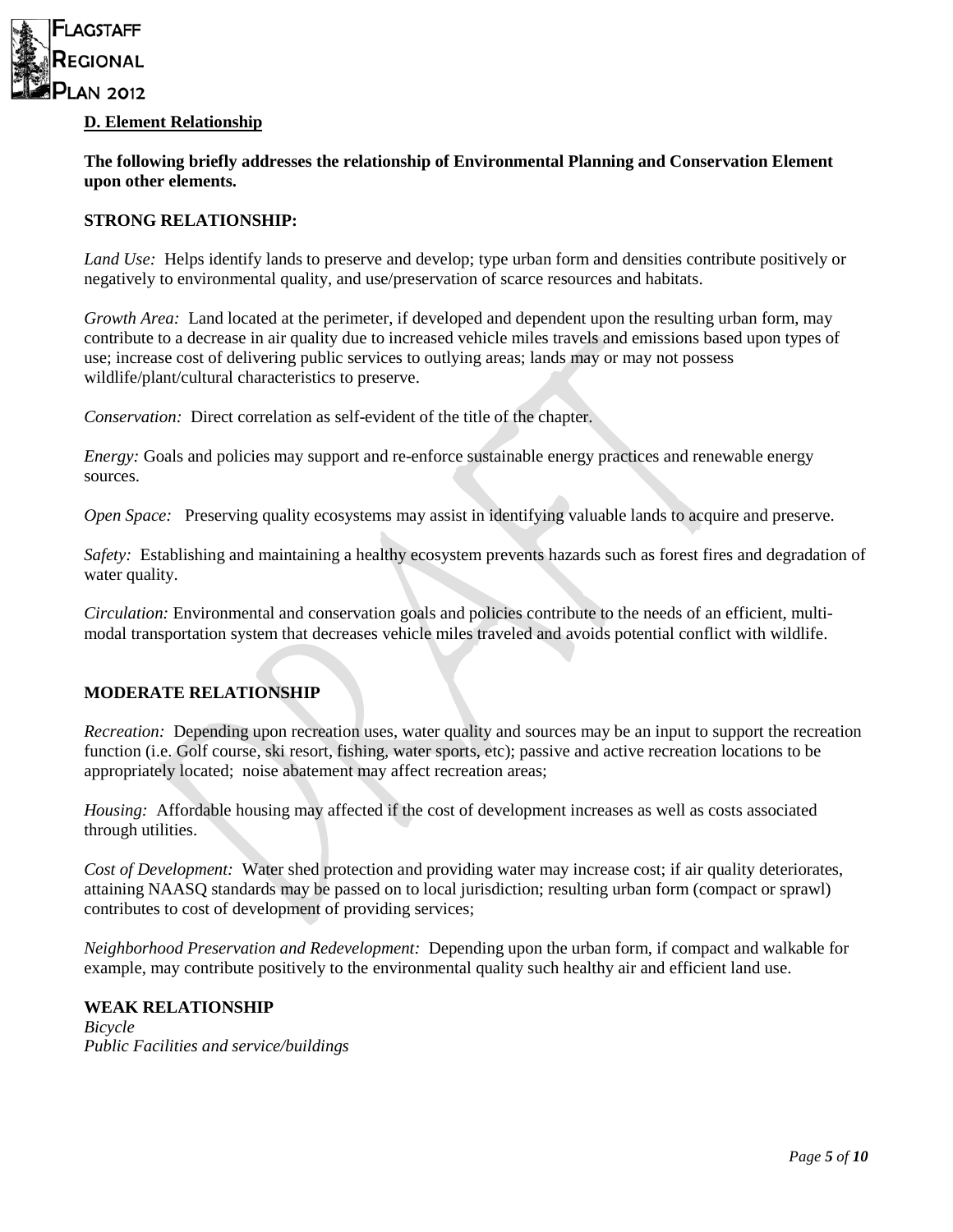## D. Element Relationship

**The following briefly addresses the relationship of Environmental Planning and Conservation Element upon other elements.**

**STRONG RELATIONSHIP:**

*Land Use:* Helps identify lands to preserve and develop; type urban form and densities contribute positively or negatively to environmental quality, and use/preservation of scarce resources and habitats.

*Growth Area:* Land located at the perimeter, if developed and dependent upon the resulting urban form, may contribute to a decrease in air quality due to increased vehicle miles travels and emissions based upon types of use; increase cost of delivering public services to outlying areas; lands may or may not possess wildlife/plant/cultural characteristics to preserve.

*Conservation:* Direct correlation as self-evident of the title of the chapter.

*Energy:* Goals and policies may support and re-enforce sustainable energy practices and renewable energy sources.

*Open Space:* Preserving quality ecosystems may assist in identifying valuable lands to acquire and preserve.

*Safety:* Establishing and maintaining a healthy ecosystem prevents hazards such as forest fires and degradation of water quality.

*Circulation:* Environmental and conservation goals and policies contribute to the needs of an efficient, multi-modal transportation system that decreases vehicle miles traveled and avoids potential conflict with wildlife.

**MODERATE RELATIONSHIP**

*Recreation:* Depending upon recreation uses, water quality and sources may be an input to support the recreation function (i.e. Golf course, ski resort, fishing, water sports, etc); passive and active recreation locations to be appropriately located; noise abatement may affect recreation areas;

*Housing:* Affordable housing may affected if the cost of development increases as well as costs associated through utilities.

*Cost of Development:* Water shed protection and providing water may increase cost; if air quality deteriorates, attaining NAASQ standards may be passed on to local jurisdiction; resulting urban form (compact or sprawl) contributes to cost of development of providing services;

*Neighborhood Preservation and Redevelopment:* Depending upon the urban form, if compact and walkable for example, may contribute positively to the environmental quality such healthy air and efficient land use.

**WEAK RELATIONSHIP**

*Bicycle*

*Public Facilities and service/buildings*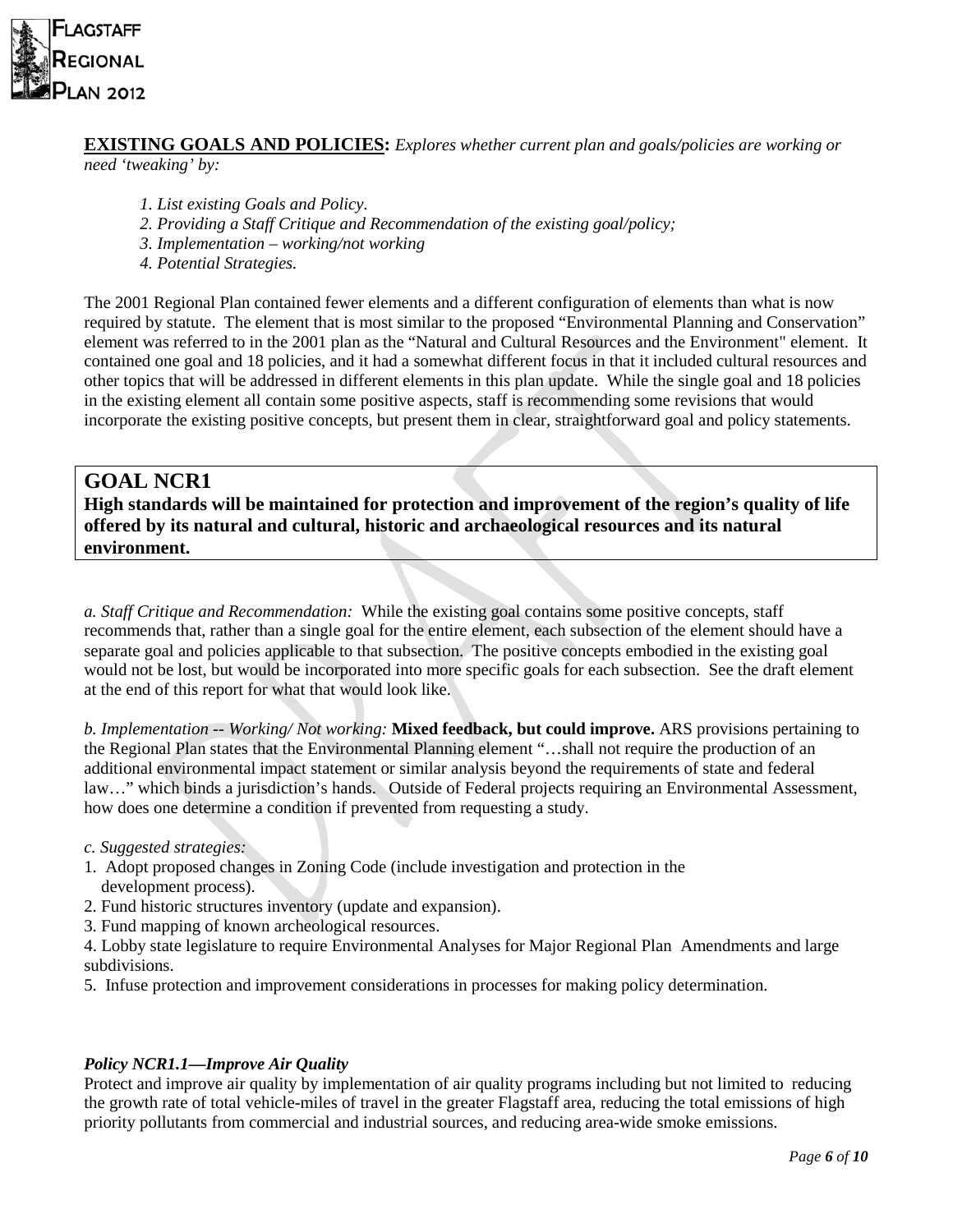**EXISTING GOALS AND POLICIES:** *Explores whether current plan and goals/policies are working or need 'tweaking' by:*

1. *List existing Goals and Policy.*
2. *Providing a Staff Critique and Recommendation of the existing goal/policy;*
3. *Implementation – working/not working*
4. *Potential Strategies.*

The 2001 Regional Plan contained fewer elements and a different configuration of elements than what is now required by statute. The element that is most similar to the proposed "Environmental Planning and Conservation" element was referred to in the 2001 plan as the "Natural and Cultural Resources and the Environment" element. It contained one goal and 18 policies, and it had a somewhat different focus in that it included cultural resources and other topics that will be addressed in different elements in this plan update. While the single goal and 18 policies in the existing element all contain some positive aspects, staff is recommending some revisions that would incorporate the existing positive concepts, but present them in clear, straightforward goal and policy statements.

## GOAL NCR1

**High standards will be maintained for protection and improvement of the region's quality of life offered by its natural and cultural, historic and archaeological resources and its natural environment.**

*a. Staff Critique and Recommendation:* While the existing goal contains some positive concepts, staff recommends that, rather than a single goal for the entire element, each subsection of the element should have a separate goal and policies applicable to that subsection. The positive concepts embodied in the existing goal would not be lost, but would be incorporated into more specific goals for each subsection. See the draft element at the end of this report for what that would look like.

*b. Implementation -- Working/ Not working:* **Mixed feedback, but could improve.** ARS provisions pertaining to the Regional Plan states that the Environmental Planning element "…shall not require the production of an additional environmental impact statement or similar analysis beyond the requirements of state and federal law…" which binds a jurisdiction's hands. Outside of Federal projects requiring an Environmental Assessment, how does one determine a condition if prevented from requesting a study.

*c. Suggested strategies:*

1. Adopt proposed changes in Zoning Code (include investigation and protection in the development process).
2. Fund historic structures inventory (update and expansion).
3. Fund mapping of known archeological resources.
4. Lobby state legislature to require Environmental Analyses for Major Regional Plan Amendments and large subdivisions.
5. Infuse protection and improvement considerations in processes for making policy determination.

***Policy NCR1.1—Improve Air Quality***

Protect and improve air quality by implementation of air quality programs including but not limited to reducing the growth rate of total vehicle-miles of travel in the greater Flagstaff area, reducing the total emissions of high priority pollutants from commercial and industrial sources, and reducing area-wide smoke emissions.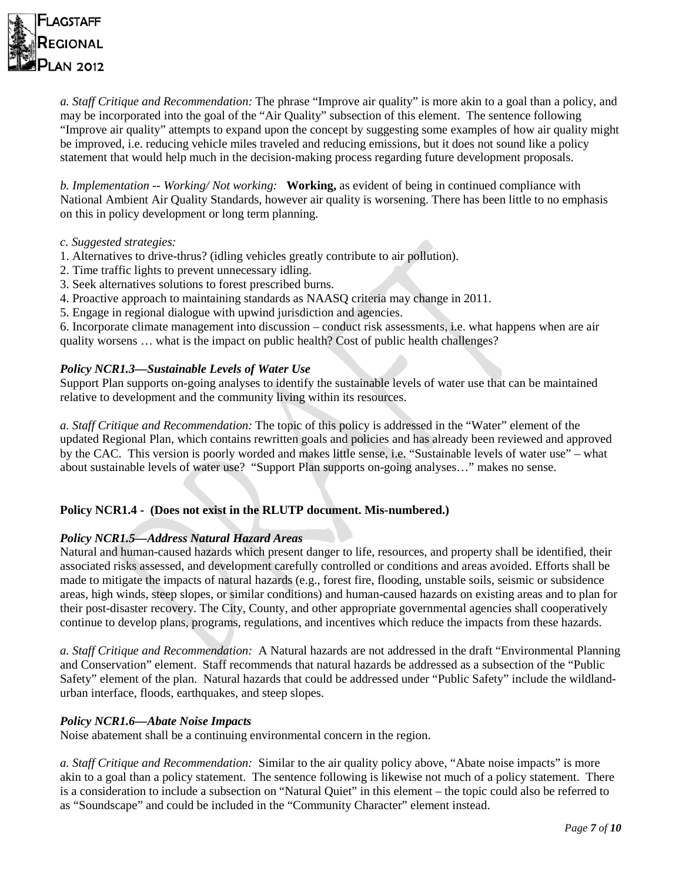*a. Staff Critique and Recommendation:* The phrase "Improve air quality" is more akin to a goal than a policy, and may be incorporated into the goal of the "Air Quality" subsection of this element. The sentence following "Improve air quality" attempts to expand upon the concept by suggesting some examples of how air quality might be improved, i.e. reducing vehicle miles traveled and reducing emissions, but it does not sound like a policy statement that would help much in the decision-making process regarding future development proposals.

*b. Implementation -- Working/ Not working:* **Working,** as evident of being in continued compliance with National Ambient Air Quality Standards, however air quality is worsening. There has been little to no emphasis on this in policy development or long term planning.

*c. Suggested strategies:*

1. Alternatives to drive-thrus? (idling vehicles greatly contribute to air pollution).
2. Time traffic lights to prevent unnecessary idling.
3. Seek alternatives solutions to forest prescribed burns.
4. Proactive approach to maintaining standards as NAASQ criteria may change in 2011.
5. Engage in regional dialogue with upwind jurisdiction and agencies.
6. Incorporate climate management into discussion – conduct risk assessments, i.e. what happens when are air quality worsens … what is the impact on public health? Cost of public health challenges?

***Policy NCR1.3—Sustainable Levels of Water Use***

Support Plan supports on-going analyses to identify the sustainable levels of water use that can be maintained relative to development and the community living within its resources.

*a. Staff Critique and Recommendation:* The topic of this policy is addressed in the "Water" element of the updated Regional Plan, which contains rewritten goals and policies and has already been reviewed and approved by the CAC. This version is poorly worded and makes little sense, i.e. "Sustainable levels of water use" – what about sustainable levels of water use? "Support Plan supports on-going analyses…" makes no sense.

**Policy NCR1.4 - (Does not exist in the RLUTP document. Mis-numbered.)**

***Policy NCR1.5—Address Natural Hazard Areas***

Natural and human-caused hazards which present danger to life, resources, and property shall be identified, their associated risks assessed, and development carefully controlled or conditions and areas avoided. Efforts shall be made to mitigate the impacts of natural hazards (e.g., forest fire, flooding, unstable soils, seismic or subsidence areas, high winds, steep slopes, or similar conditions) and human-caused hazards on existing areas and to plan for their post-disaster recovery. The City, County, and other appropriate governmental agencies shall cooperatively continue to develop plans, programs, regulations, and incentives which reduce the impacts from these hazards.

*a. Staff Critique and Recommendation:* A Natural hazards are not addressed in the draft "Environmental Planning and Conservation" element. Staff recommends that natural hazards be addressed as a subsection of the "Public Safety" element of the plan. Natural hazards that could be addressed under "Public Safety" include the wildland-urban interface, floods, earthquakes, and steep slopes.

***Policy NCR1.6—Abate Noise Impacts***

Noise abatement shall be a continuing environmental concern in the region.

*a. Staff Critique and Recommendation:* Similar to the air quality policy above, "Abate noise impacts" is more akin to a goal than a policy statement. The sentence following is likewise not much of a policy statement. There is a consideration to include a subsection on "Natural Quiet" in this element – the topic could also be referred to as "Soundscape" and could be included in the "Community Character" element instead.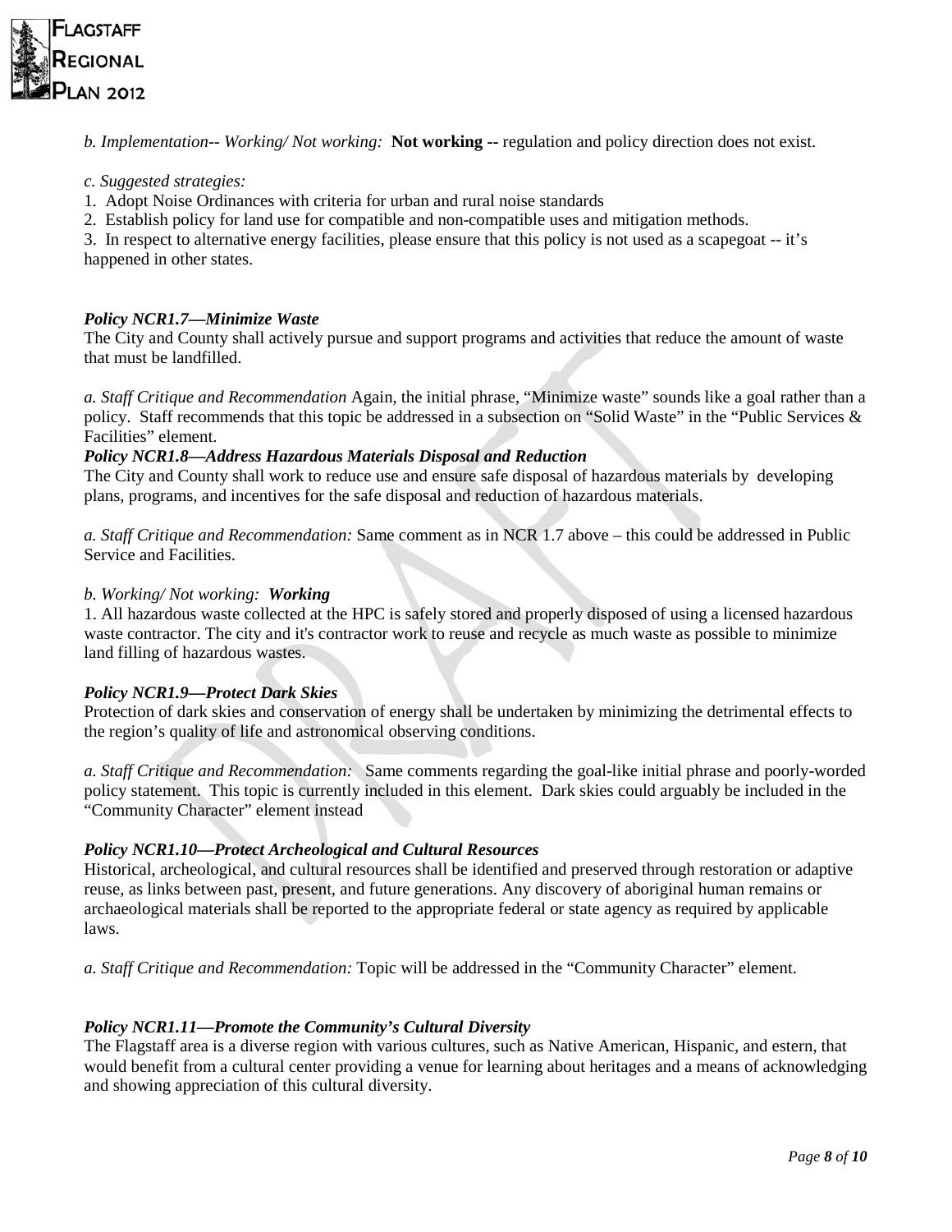*b. Implementation-- Working/ Not working:* **Not working --** regulation and policy direction does not exist.

*c. Suggested strategies:*

1. Adopt Noise Ordinances with criteria for urban and rural noise standards
2. Establish policy for land use for compatible and non-compatible uses and mitigation methods.
3. In respect to alternative energy facilities, please ensure that this policy is not used as a scapegoat -- it's happened in other states.

***Policy NCR1.7—Minimize Waste***

The City and County shall actively pursue and support programs and activities that reduce the amount of waste that must be landfilled.

*a. Staff Critique and Recommendation* Again, the initial phrase, "Minimize waste" sounds like a goal rather than a policy. Staff recommends that this topic be addressed in a subsection on "Solid Waste" in the "Public Services & Facilities" element.

***Policy NCR1.8—Address Hazardous Materials Disposal and Reduction***

The City and County shall work to reduce use and ensure safe disposal of hazardous materials by developing plans, programs, and incentives for the safe disposal and reduction of hazardous materials.

*a. Staff Critique and Recommendation:* Same comment as in NCR 1.7 above – this could be addressed in Public Service and Facilities.

*b. Working/ Not working:* ***Working***

1. All hazardous waste collected at the HPC is safely stored and properly disposed of using a licensed hazardous waste contractor. The city and it's contractor work to reuse and recycle as much waste as possible to minimize land filling of hazardous wastes.

***Policy NCR1.9—Protect Dark Skies***

Protection of dark skies and conservation of energy shall be undertaken by minimizing the detrimental effects to the region's quality of life and astronomical observing conditions.

*a. Staff Critique and Recommendation:* Same comments regarding the goal-like initial phrase and poorly-worded policy statement. This topic is currently included in this element. Dark skies could arguably be included in the "Community Character" element instead

***Policy NCR1.10—Protect Archeological and Cultural Resources***

Historical, archeological, and cultural resources shall be identified and preserved through restoration or adaptive reuse, as links between past, present, and future generations. Any discovery of aboriginal human remains or archaeological materials shall be reported to the appropriate federal or state agency as required by applicable laws.

*a. Staff Critique and Recommendation:* Topic will be addressed in the "Community Character" element.

***Policy NCR1.11—Promote the Community's Cultural Diversity***

The Flagstaff area is a diverse region with various cultures, such as Native American, Hispanic, and estern, that would benefit from a cultural center providing a venue for learning about heritages and a means of acknowledging and showing appreciation of this cultural diversity.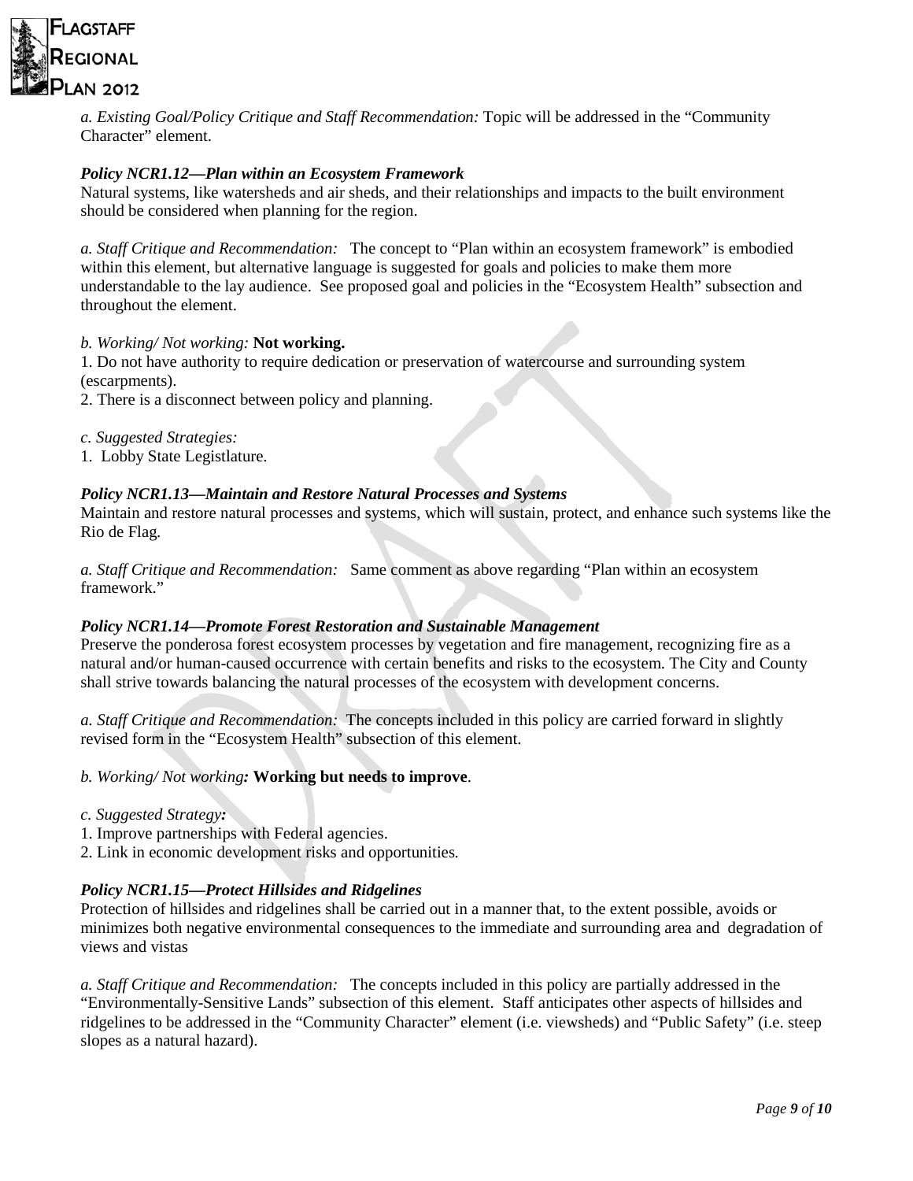*a. Existing Goal/Policy Critique and Staff Recommendation:* Topic will be addressed in the "Community Character" element.

***Policy NCR1.12—Plan within an Ecosystem Framework***

Natural systems, like watersheds and air sheds, and their relationships and impacts to the built environment should be considered when planning for the region.

*a. Staff Critique and Recommendation:* The concept to "Plan within an ecosystem framework" is embodied within this element, but alternative language is suggested for goals and policies to make them more understandable to the lay audience. See proposed goal and policies in the "Ecosystem Health" subsection and throughout the element.

*b. Working/ Not working:* **Not working.**

1. Do not have authority to require dedication or preservation of watercourse and surrounding system (escarpments).
2. There is a disconnect between policy and planning.

*c. Suggested Strategies:*

1. Lobby State Legistlature.

***Policy NCR1.13—Maintain and Restore Natural Processes and Systems***

Maintain and restore natural processes and systems, which will sustain, protect, and enhance such systems like the Rio de Flag.

*a. Staff Critique and Recommendation:* Same comment as above regarding "Plan within an ecosystem framework."

***Policy NCR1.14—Promote Forest Restoration and Sustainable Management***

Preserve the ponderosa forest ecosystem processes by vegetation and fire management, recognizing fire as a natural and/or human-caused occurrence with certain benefits and risks to the ecosystem. The City and County shall strive towards balancing the natural processes of the ecosystem with development concerns.

*a. Staff Critique and Recommendation:* The concepts included in this policy are carried forward in slightly revised form in the "Ecosystem Health" subsection of this element.

*b. Working/ Not working:* **Working but needs to improve**.

*c. Suggested Strategy:*

1. Improve partnerships with Federal agencies.
2. Link in economic development risks and opportunities.

***Policy NCR1.15—Protect Hillsides and Ridgelines***

Protection of hillsides and ridgelines shall be carried out in a manner that, to the extent possible, avoids or minimizes both negative environmental consequences to the immediate and surrounding area and degradation of views and vistas

*a. Staff Critique and Recommendation:* The concepts included in this policy are partially addressed in the "Environmentally-Sensitive Lands" subsection of this element. Staff anticipates other aspects of hillsides and ridgelines to be addressed in the "Community Character" element (i.e. viewsheds) and "Public Safety" (i.e. steep slopes as a natural hazard).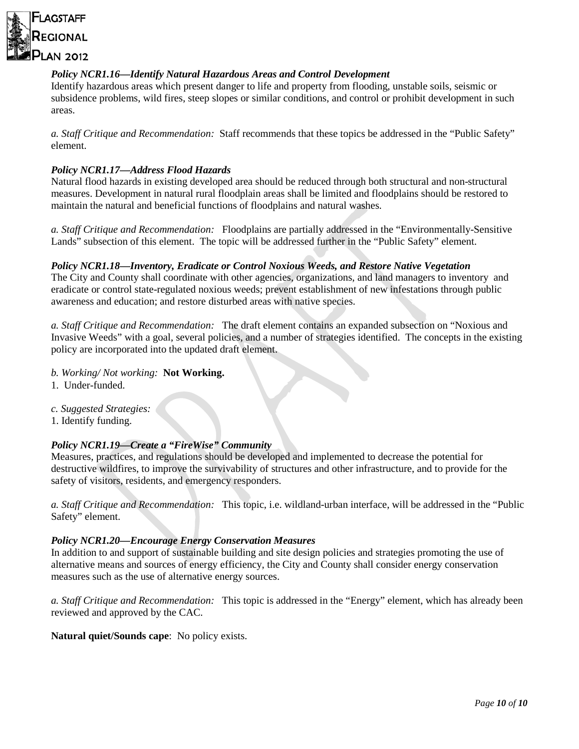***Policy NCR1.16—Identify Natural Hazardous Areas and Control Development***

Identify hazardous areas which present danger to life and property from flooding, unstable soils, seismic or subsidence problems, wild fires, steep slopes or similar conditions, and control or prohibit development in such areas.

*a. Staff Critique and Recommendation:* Staff recommends that these topics be addressed in the "Public Safety" element.

***Policy NCR1.17—Address Flood Hazards***

Natural flood hazards in existing developed area should be reduced through both structural and non-structural measures. Development in natural rural floodplain areas shall be limited and floodplains should be restored to maintain the natural and beneficial functions of floodplains and natural washes.

*a. Staff Critique and Recommendation:* Floodplains are partially addressed in the "Environmentally-Sensitive Lands" subsection of this element. The topic will be addressed further in the "Public Safety" element.

***Policy NCR1.18—Inventory, Eradicate or Control Noxious Weeds, and Restore Native Vegetation***

The City and County shall coordinate with other agencies, organizations, and land managers to inventory and eradicate or control state-regulated noxious weeds; prevent establishment of new infestations through public awareness and education; and restore disturbed areas with native species.

*a. Staff Critique and Recommendation:* The draft element contains an expanded subsection on "Noxious and Invasive Weeds" with a goal, several policies, and a number of strategies identified. The concepts in the existing policy are incorporated into the updated draft element.

*b. Working/ Not working:* **Not Working.**

1. Under-funded.

*c. Suggested Strategies:*

1. Identify funding.

***Policy NCR1.19—Create a "FireWise" Community***

Measures, practices, and regulations should be developed and implemented to decrease the potential for destructive wildfires, to improve the survivability of structures and other infrastructure, and to provide for the safety of visitors, residents, and emergency responders.

*a. Staff Critique and Recommendation:* This topic, i.e. wildland-urban interface, will be addressed in the "Public Safety" element.

***Policy NCR1.20—Encourage Energy Conservation Measures***

In addition to and support of sustainable building and site design policies and strategies promoting the use of alternative means and sources of energy efficiency, the City and County shall consider energy conservation measures such as the use of alternative energy sources.

*a. Staff Critique and Recommendation:* This topic is addressed in the "Energy" element, which has already been reviewed and approved by the CAC.

**Natural quiet/Sounds cape**: No policy exists.